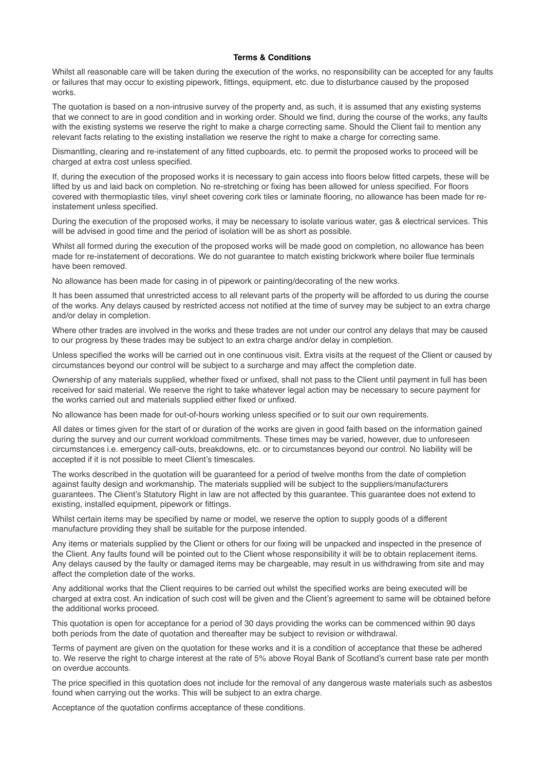**Terms & Conditions**

Whilst all reasonable care will be taken during the execution of the works, no responsibility can be accepted for any faults or failures that may occur to existing pipework, fittings, equipment, etc. due to disturbance caused by the proposed works.

The quotation is based on a non-intrusive survey of the property and, as such, it is assumed that any existing systems that we connect to are in good condition and in working order. Should we find, during the course of the works, any faults with the existing systems we reserve the right to make a charge correcting same. Should the Client fail to mention any relevant facts relating to the existing installation we reserve the right to make a charge for correcting same.

Dismantling, clearing and re-instatement of any fitted cupboards, etc. to permit the proposed works to proceed will be charged at extra cost unless specified.

If, during the execution of the proposed works it is necessary to gain access into floors below fitted carpets, these will be lifted by us and laid back on completion. No re-stretching or fixing has been allowed for unless specified. For floors covered with thermoplastic tiles, vinyl sheet covering cork tiles or laminate flooring, no allowance has been made for re-instatement unless specified.

During the execution of the proposed works, it may be necessary to isolate various water, gas & electrical services. This will be advised in good time and the period of isolation will be as short as possible.

Whilst all formed during the execution of the proposed works will be made good on completion, no allowance has been made for re-instatement of decorations. We do not guarantee to match existing brickwork where boiler flue terminals have been removed.

No allowance has been made for casing in of pipework or painting/decorating of the new works.

It has been assumed that unrestricted access to all relevant parts of the property will be afforded to us during the course of the works. Any delays caused by restricted access not notified at the time of survey may be subject to an extra charge and/or delay in completion.

Where other trades are involved in the works and these trades are not under our control any delays that may be caused to our progress by these trades may be subject to an extra charge and/or delay in completion.

Unless specified the works will be carried out in one continuous visit. Extra visits at the request of the Client or caused by circumstances beyond our control will be subject to a surcharge and may affect the completion date.

Ownership of any materials supplied, whether fixed or unfixed, shall not pass to the Client until payment in full has been received for said material. We reserve the right to take whatever legal action may be necessary to secure payment for the works carried out and materials supplied either fixed or unfixed.

No allowance has been made for out-of-hours working unless specified or to suit our own requirements.

All dates or times given for the start of or duration of the works are given in good faith based on the information gained during the survey and our current workload commitments. These times may be varied, however, due to unforeseen circumstances i.e. emergency call-outs, breakdowns, etc. or to circumstances beyond our control. No liability will be accepted if it is not possible to meet Client's timescales.

The works described in the quotation will be guaranteed for a period of twelve months from the date of completion against faulty design and workmanship. The materials supplied will be subject to the suppliers/manufacturers guarantees. The Client's Statutory Right in law are not affected by this guarantee. This guarantee does not extend to existing, installed equipment, pipework or fittings.

Whilst certain items may be specified by name or model, we reserve the option to supply goods of a different manufacture providing they shall be suitable for the purpose intended.

Any items or materials supplied by the Client or others for our fixing will be unpacked and inspected in the presence of the Client. Any faults found will be pointed out to the Client whose responsibility it will be to obtain replacement items. Any delays caused by the faulty or damaged items may be chargeable, may result in us withdrawing from site and may affect the completion date of the works.

Any additional works that the Client requires to be carried out whilst the specified works are being executed will be charged at extra cost. An indication of such cost will be given and the Client's agreement to same will be obtained before the additional works proceed.

This quotation is open for acceptance for a period of 30 days providing the works can be commenced within 90 days both periods from the date of quotation and thereafter may be subject to revision or withdrawal.

Terms of payment are given on the quotation for these works and it is a condition of acceptance that these be adhered to. We reserve the right to charge interest at the rate of 5% above Royal Bank of Scotland's current base rate per month on overdue accounts.

The price specified in this quotation does not include for the removal of any dangerous waste materials such as asbestos found when carrying out the works. This will be subject to an extra charge.

Acceptance of the quotation confirms acceptance of these conditions.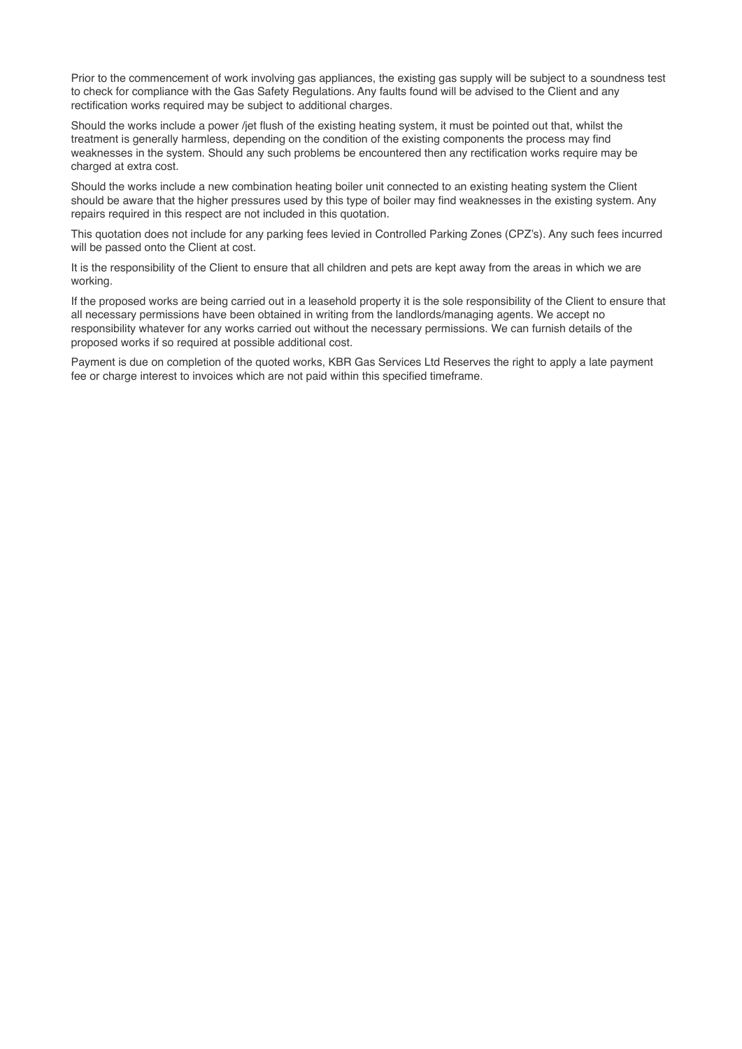Prior to the commencement of work involving gas appliances, the existing gas supply will be subject to a soundness test to check for compliance with the Gas Safety Regulations. Any faults found will be advised to the Client and any rectification works required may be subject to additional charges.

Should the works include a power /jet flush of the existing heating system, it must be pointed out that, whilst the treatment is generally harmless, depending on the condition of the existing components the process may find weaknesses in the system. Should any such problems be encountered then any rectification works require may be charged at extra cost.

Should the works include a new combination heating boiler unit connected to an existing heating system the Client should be aware that the higher pressures used by this type of boiler may find weaknesses in the existing system. Any repairs required in this respect are not included in this quotation.

This quotation does not include for any parking fees levied in Controlled Parking Zones (CPZ's). Any such fees incurred will be passed onto the Client at cost.

It is the responsibility of the Client to ensure that all children and pets are kept away from the areas in which we are working.

If the proposed works are being carried out in a leasehold property it is the sole responsibility of the Client to ensure that all necessary permissions have been obtained in writing from the landlords/managing agents. We accept no responsibility whatever for any works carried out without the necessary permissions. We can furnish details of the proposed works if so required at possible additional cost.

Payment is due on completion of the quoted works, KBR Gas Services Ltd Reserves the right to apply a late payment fee or charge interest to invoices which are not paid within this specified timeframe.